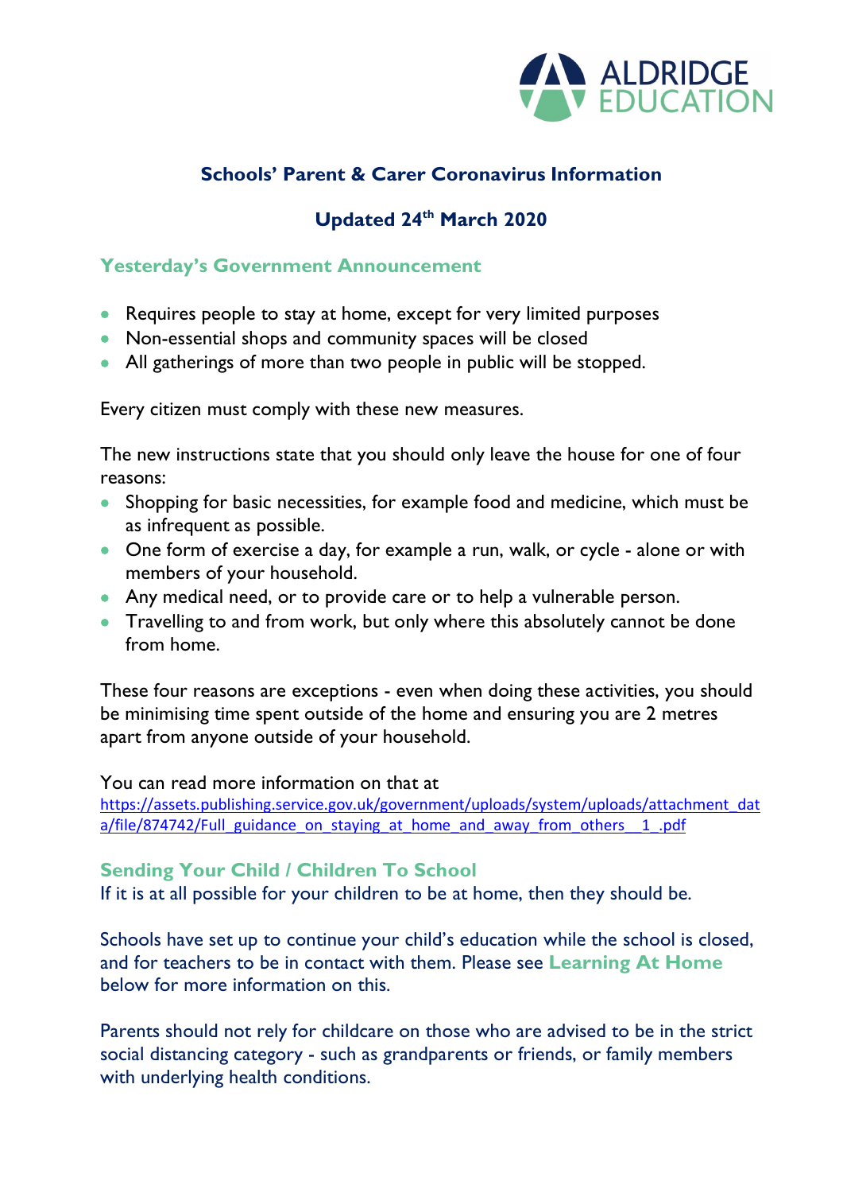ALDRIDGE EDUCATION

# Schools' Parent & Carer Coronavirus Information

## Updated 24th March 2020

### Yesterday's Government Announcement

- Requires people to stay at home, except for very limited purposes
- Non-essential shops and community spaces will be closed
- All gatherings of more than two people in public will be stopped.

Every citizen must comply with these new measures.

The new instructions state that you should only leave the house for one of four reasons:

- Shopping for basic necessities, for example food and medicine, which must be as infrequent as possible.
- One form of exercise a day, for example a run, walk, or cycle - alone or with members of your household.
- Any medical need, or to provide care or to help a vulnerable person.
- Travelling to and from work, but only where this absolutely cannot be done from home.

These four reasons are exceptions - even when doing these activities, you should be minimising time spent outside of the home and ensuring you are 2 metres apart from anyone outside of your household.

You can read more information on that at
https://assets.publishing.service.gov.uk/government/uploads/system/uploads/attachment_data/file/874742/Full_guidance_on_staying_at_home_and_away_from_others__1_.pdf

### Sending Your Child / Children To School

If it is at all possible for your children to be at home, then they should be.

Schools have set up to continue your child's education while the school is closed, and for teachers to be in contact with them. Please see **Learning At Home** below for more information on this.

Parents should not rely for childcare on those who are advised to be in the strict social distancing category - such as grandparents or friends, or family members with underlying health conditions.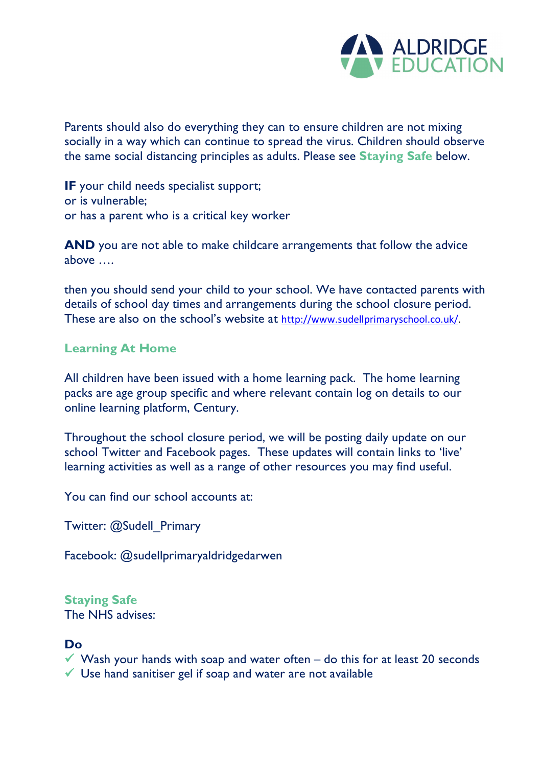Parents should also do everything they can to ensure children are not mixing socially in a way which can continue to spread the virus. Children should observe the same social distancing principles as adults. Please see **Staying Safe** below.

**IF** your child needs specialist support;
or is vulnerable;
or has a parent who is a critical key worker

**AND** you are not able to make childcare arrangements that follow the advice above ….

then you should send your child to your school. We have contacted parents with details of school day times and arrangements during the school closure period. These are also on the school's website at http://www.sudellprimaryschool.co.uk/.

## Learning At Home

All children have been issued with a home learning pack. The home learning packs are age group specific and where relevant contain log on details to our online learning platform, Century.

Throughout the school closure period, we will be posting daily update on our school Twitter and Facebook pages. These updates will contain links to 'live' learning activities as well as a range of other resources you may find useful.

You can find our school accounts at:

Twitter: @Sudell_Primary

Facebook: @sudellprimaryaldridgedarwen

## Staying Safe

The NHS advises:

**Do**

- ✓ Wash your hands with soap and water often – do this for at least 20 seconds
- ✓ Use hand sanitiser gel if soap and water are not available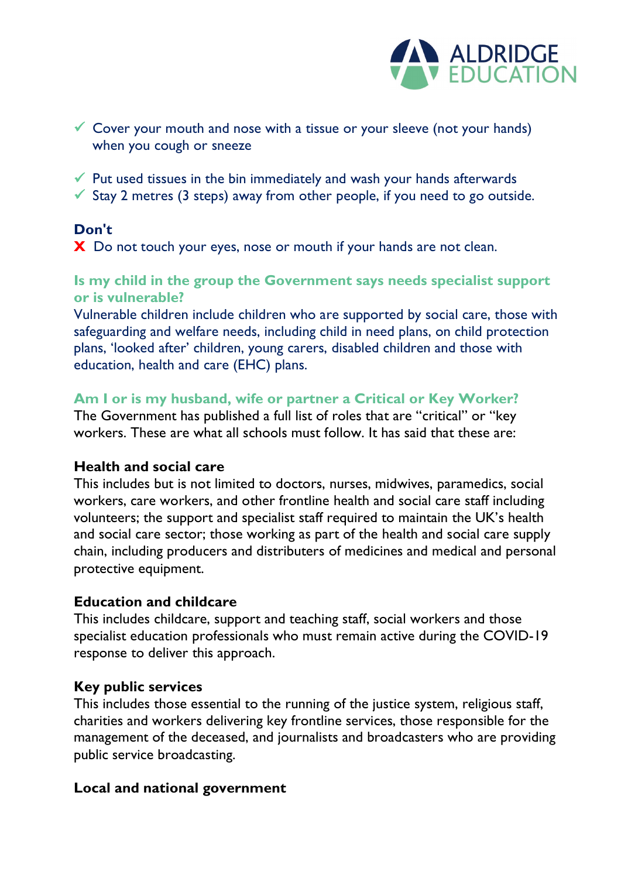- ✓ Cover your mouth and nose with a tissue or your sleeve (not your hands) when you cough or sneeze
- ✓ Put used tissues in the bin immediately and wash your hands afterwards
- ✓ Stay 2 metres (3 steps) away from other people, if you need to go outside.

**Don't**

- ✗ Do not touch your eyes, nose or mouth if your hands are not clean.

### Is my child in the group the Government says needs specialist support or is vulnerable?

Vulnerable children include children who are supported by social care, those with safeguarding and welfare needs, including child in need plans, on child protection plans, 'looked after' children, young carers, disabled children and those with education, health and care (EHC) plans.

### Am I or is my husband, wife or partner a Critical or Key Worker?

The Government has published a full list of roles that are "critical" or "key workers. These are what all schools must follow. It has said that these are:

**Health and social care**

This includes but is not limited to doctors, nurses, midwives, paramedics, social workers, care workers, and other frontline health and social care staff including volunteers; the support and specialist staff required to maintain the UK's health and social care sector; those working as part of the health and social care supply chain, including producers and distributers of medicines and medical and personal protective equipment.

**Education and childcare**

This includes childcare, support and teaching staff, social workers and those specialist education professionals who must remain active during the COVID-19 response to deliver this approach.

**Key public services**

This includes those essential to the running of the justice system, religious staff, charities and workers delivering key frontline services, those responsible for the management of the deceased, and journalists and broadcasters who are providing public service broadcasting.

**Local and national government**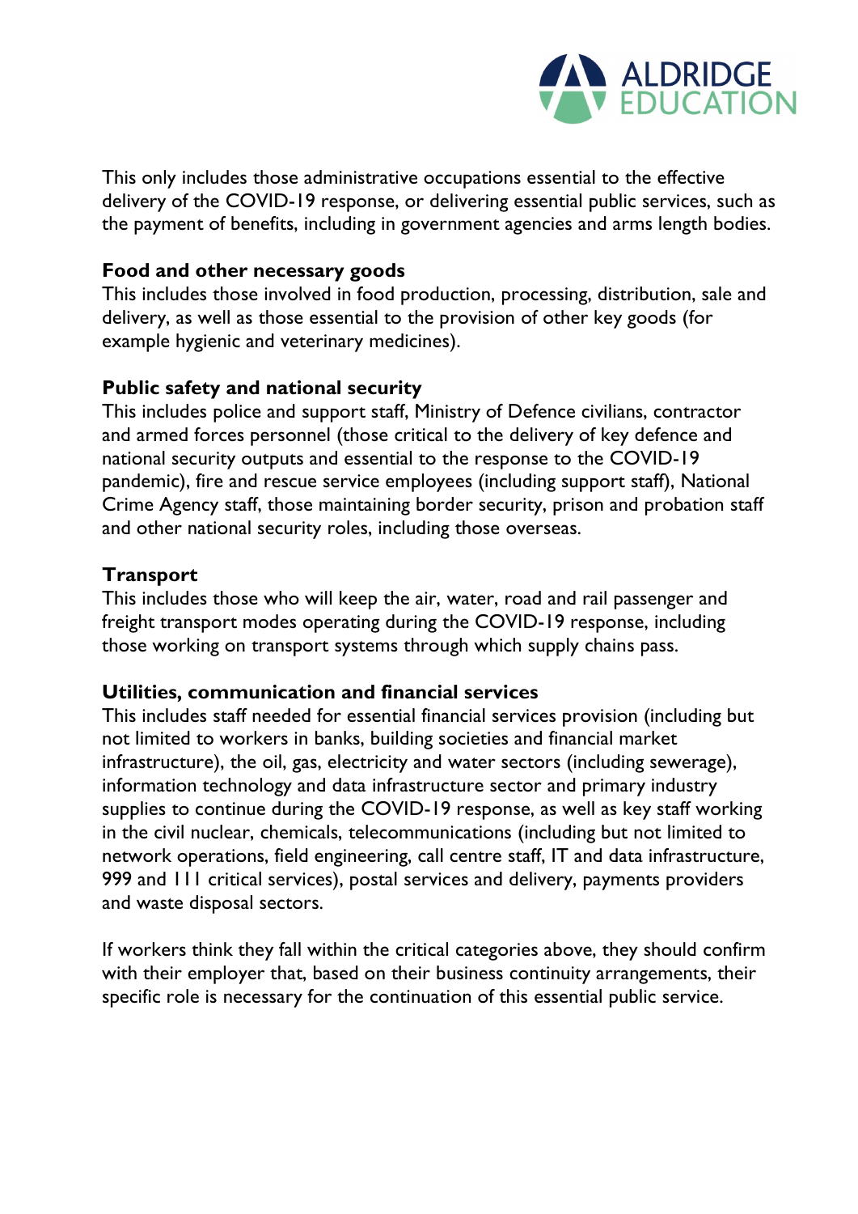This only includes those administrative occupations essential to the effective delivery of the COVID-19 response, or delivering essential public services, such as the payment of benefits, including in government agencies and arms length bodies.

**Food and other necessary goods**
This includes those involved in food production, processing, distribution, sale and delivery, as well as those essential to the provision of other key goods (for example hygienic and veterinary medicines).

**Public safety and national security**
This includes police and support staff, Ministry of Defence civilians, contractor and armed forces personnel (those critical to the delivery of key defence and national security outputs and essential to the response to the COVID-19 pandemic), fire and rescue service employees (including support staff), National Crime Agency staff, those maintaining border security, prison and probation staff and other national security roles, including those overseas.

**Transport**
This includes those who will keep the air, water, road and rail passenger and freight transport modes operating during the COVID-19 response, including those working on transport systems through which supply chains pass.

**Utilities, communication and financial services**
This includes staff needed for essential financial services provision (including but not limited to workers in banks, building societies and financial market infrastructure), the oil, gas, electricity and water sectors (including sewerage), information technology and data infrastructure sector and primary industry supplies to continue during the COVID-19 response, as well as key staff working in the civil nuclear, chemicals, telecommunications (including but not limited to network operations, field engineering, call centre staff, IT and data infrastructure, 999 and 111 critical services), postal services and delivery, payments providers and waste disposal sectors.

If workers think they fall within the critical categories above, they should confirm with their employer that, based on their business continuity arrangements, their specific role is necessary for the continuation of this essential public service.